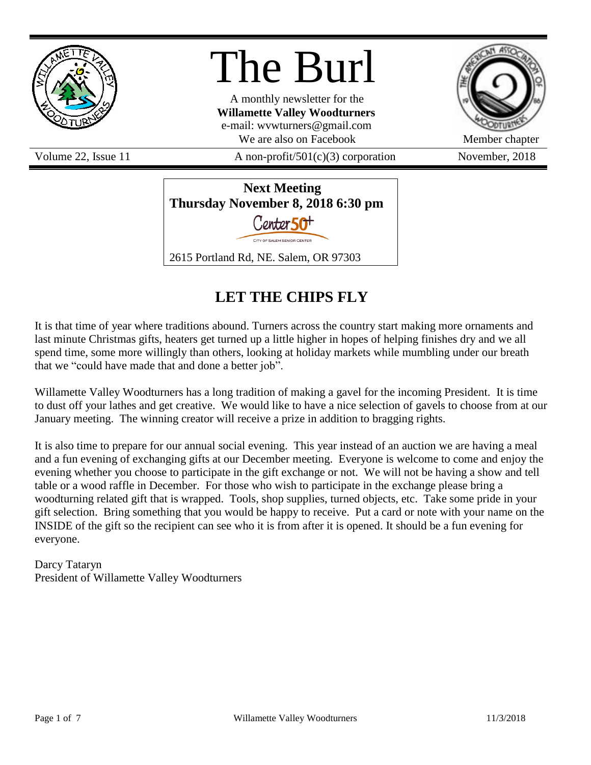# The Burl

A monthly newsletter for the
**Willamette Valley Woodturners**
e-mail: wvwturners@gmail.com
We are also on Facebook

Member chapter

Volume 22, Issue 11 | A non-profit/501(c)(3) corporation | November, 2018

**Next Meeting**
**Thursday November 8, 2018 6:30 pm**

Center 50+
CITY OF SALEM SENIOR CENTER

2615 Portland Rd, NE. Salem, OR 97303

## LET THE CHIPS FLY

It is that time of year where traditions abound. Turners across the country start making more ornaments and last minute Christmas gifts, heaters get turned up a little higher in hopes of helping finishes dry and we all spend time, some more willingly than others, looking at holiday markets while mumbling under our breath that we "could have made that and done a better job".

Willamette Valley Woodturners has a long tradition of making a gavel for the incoming President. It is time to dust off your lathes and get creative. We would like to have a nice selection of gavels to choose from at our January meeting. The winning creator will receive a prize in addition to bragging rights.

It is also time to prepare for our annual social evening. This year instead of an auction we are having a meal and a fun evening of exchanging gifts at our December meeting. Everyone is welcome to come and enjoy the evening whether you choose to participate in the gift exchange or not. We will not be having a show and tell table or a wood raffle in December. For those who wish to participate in the exchange please bring a woodturning related gift that is wrapped. Tools, shop supplies, turned objects, etc. Take some pride in your gift selection. Bring something that you would be happy to receive. Put a card or note with your name on the INSIDE of the gift so the recipient can see who it is from after it is opened. It should be a fun evening for everyone.

Darcy Tataryn
President of Willamette Valley Woodturners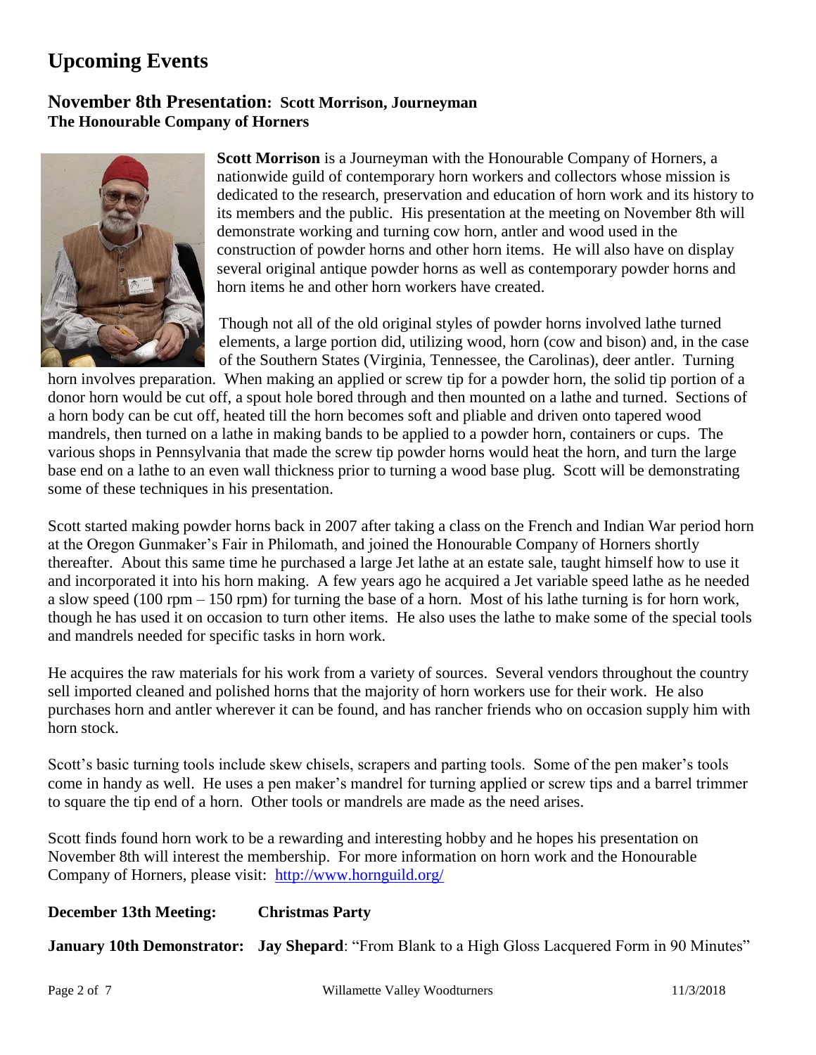# Upcoming Events

## November 8th Presentation: Scott Morrison, Journeyman
**The Honourable Company of Horners**

**Scott Morrison** is a Journeyman with the Honourable Company of Horners, a nationwide guild of contemporary horn workers and collectors whose mission is dedicated to the research, preservation and education of horn work and its history to its members and the public. His presentation at the meeting on November 8th will demonstrate working and turning cow horn, antler and wood used in the construction of powder horns and other horn items. He will also have on display several original antique powder horns as well as contemporary powder horns and horn items he and other horn workers have created.

Though not all of the old original styles of powder horns involved lathe turned elements, a large portion did, utilizing wood, horn (cow and bison) and, in the case of the Southern States (Virginia, Tennessee, the Carolinas), deer antler. Turning horn involves preparation. When making an applied or screw tip for a powder horn, the solid tip portion of a donor horn would be cut off, a spout hole bored through and then mounted on a lathe and turned. Sections of a horn body can be cut off, heated till the horn becomes soft and pliable and driven onto tapered wood mandrels, then turned on a lathe in making bands to be applied to a powder horn, containers or cups. The various shops in Pennsylvania that made the screw tip powder horns would heat the horn, and turn the large base end on a lathe to an even wall thickness prior to turning a wood base plug. Scott will be demonstrating some of these techniques in his presentation.

Scott started making powder horns back in 2007 after taking a class on the French and Indian War period horn at the Oregon Gunmaker's Fair in Philomath, and joined the Honourable Company of Horners shortly thereafter. About this same time he purchased a large Jet lathe at an estate sale, taught himself how to use it and incorporated it into his horn making. A few years ago he acquired a Jet variable speed lathe as he needed a slow speed (100 rpm – 150 rpm) for turning the base of a horn. Most of his lathe turning is for horn work, though he has used it on occasion to turn other items. He also uses the lathe to make some of the special tools and mandrels needed for specific tasks in horn work.

He acquires the raw materials for his work from a variety of sources. Several vendors throughout the country sell imported cleaned and polished horns that the majority of horn workers use for their work. He also purchases horn and antler wherever it can be found, and has rancher friends who on occasion supply him with horn stock.

Scott's basic turning tools include skew chisels, scrapers and parting tools. Some of the pen maker's tools come in handy as well. He uses a pen maker's mandrel for turning applied or screw tips and a barrel trimmer to square the tip end of a horn. Other tools or mandrels are made as the need arises.

Scott finds found horn work to be a rewarding and interesting hobby and he hopes his presentation on November 8th will interest the membership. For more information on horn work and the Honourable Company of Horners, please visit: [http://www.hornguild.org/](http://www.hornguild.org/)

**December 13th Meeting:** **Christmas Party**

**January 10th Demonstrator:** **Jay Shepard**: "From Blank to a High Gloss Lacquered Form in 90 Minutes"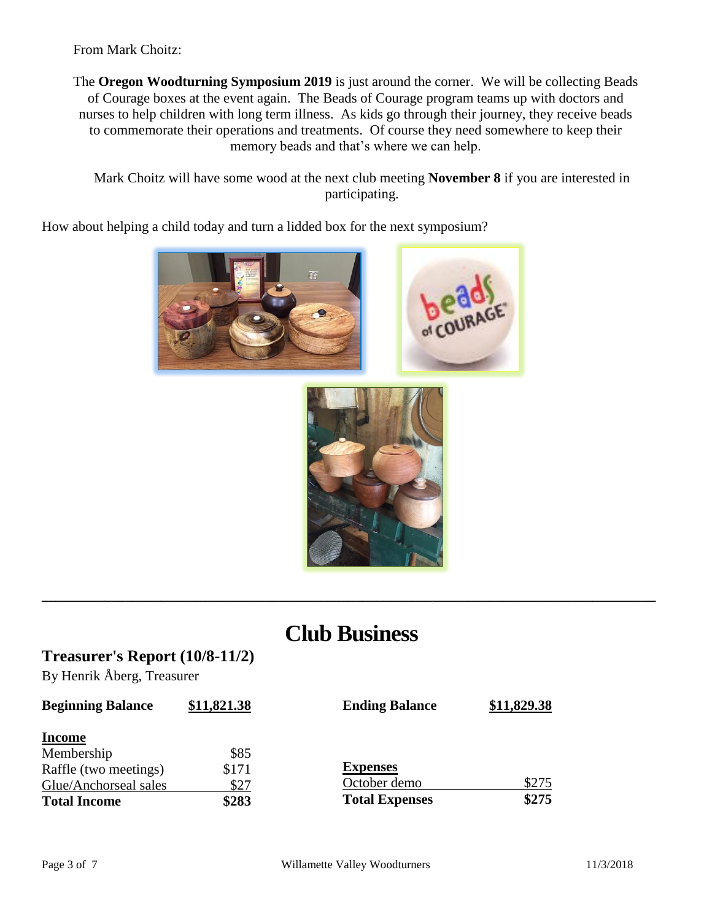From Mark Choitz:

The **Oregon Woodturning Symposium 2019** is just around the corner. We will be collecting Beads of Courage boxes at the event again. The Beads of Courage program teams up with doctors and nurses to help children with long term illness. As kids go through their journey, they receive beads to commemorate their operations and treatments. Of course they need somewhere to keep their memory beads and that's where we can help.

Mark Choitz will have some wood at the next club meeting **November 8** if you are interested in participating.

How about helping a child today and turn a lidded box for the next symposium?

---

# Club Business

## Treasurer's Report (10/8-11/2)

By Henrik Åberg, Treasurer

| **Beginning Balance** | **$11,821.38** | **Ending Balance** | **$11,829.38** |
|---|---|---|---|
| **Income** | | **Expenses** | |
| Membership | $85 | October demo | $275 |
| Raffle (two meetings) | $171 | | |
| Glue/Anchorseal sales | $27 | | |
| **Total Income** | **$283** | **Total Expenses** | **$275** |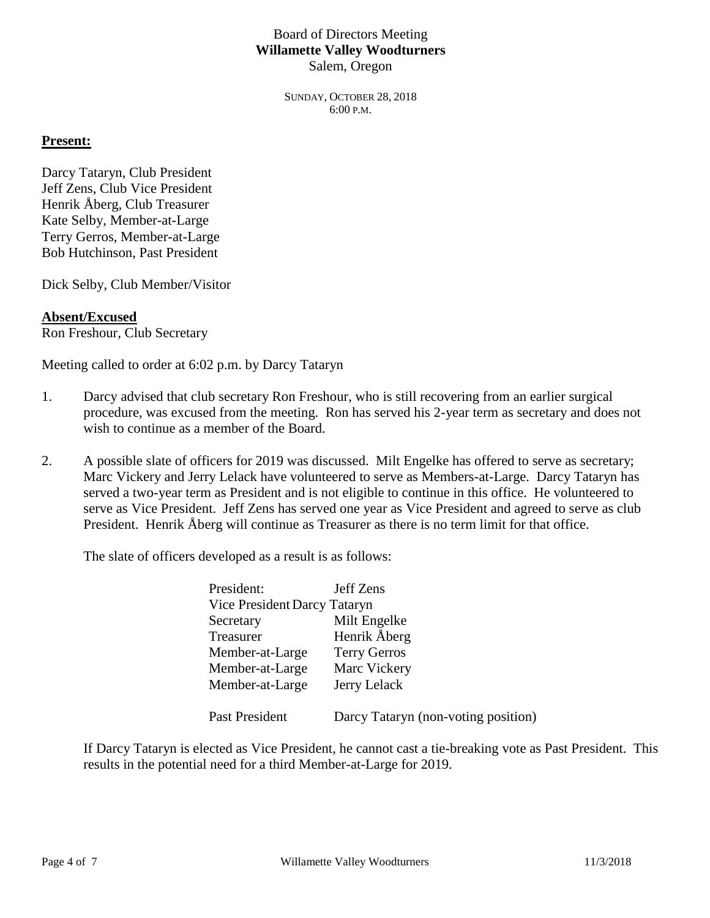Board of Directors Meeting
**Willamette Valley Woodturners**
Salem, Oregon

SUNDAY, OCTOBER 28, 2018
6:00 P.M.

**Present:**

Darcy Tataryn, Club President
Jeff Zens, Club Vice President
Henrik Åberg, Club Treasurer
Kate Selby, Member-at-Large
Terry Gerros, Member-at-Large
Bob Hutchinson, Past President

Dick Selby, Club Member/Visitor

**Absent/Excused**
Ron Freshour, Club Secretary

Meeting called to order at 6:02 p.m. by Darcy Tataryn

1. Darcy advised that club secretary Ron Freshour, who is still recovering from an earlier surgical procedure, was excused from the meeting. Ron has served his 2-year term as secretary and does not wish to continue as a member of the Board.

2. A possible slate of officers for 2019 was discussed. Milt Engelke has offered to serve as secretary; Marc Vickery and Jerry Lelack have volunteered to serve as Members-at-Large. Darcy Tataryn has served a two-year term as President and is not eligible to continue in this office. He volunteered to serve as Vice President. Jeff Zens has served one year as Vice President and agreed to serve as club President. Henrik Åberg will continue as Treasurer as there is no term limit for that office.

   The slate of officers developed as a result is as follows:

   | Office | Name |
   | --- | --- |
   | President: | Jeff Zens |
   | Vice President | Darcy Tataryn |
   | Secretary | Milt Engelke |
   | Treasurer | Henrik Åberg |
   | Member-at-Large | Terry Gerros |
   | Member-at-Large | Marc Vickery |
   | Member-at-Large | Jerry Lelack |
   | Past President | Darcy Tataryn (non-voting position) |

   If Darcy Tataryn is elected as Vice President, he cannot cast a tie-breaking vote as Past President. This results in the potential need for a third Member-at-Large for 2019.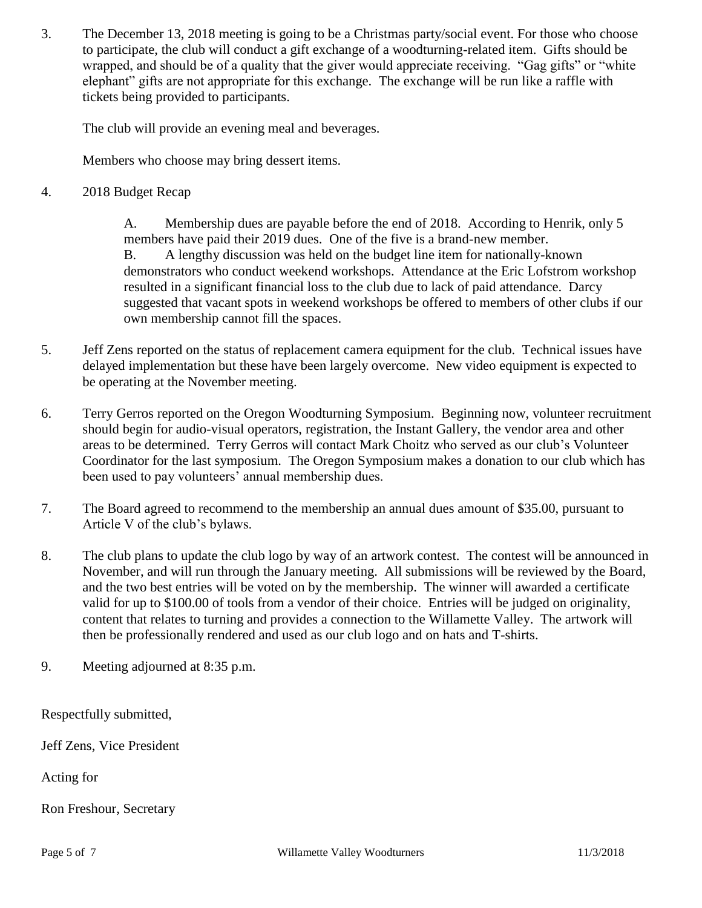3. The December 13, 2018 meeting is going to be a Christmas party/social event. For those who choose to participate, the club will conduct a gift exchange of a woodturning-related item. Gifts should be wrapped, and should be of a quality that the giver would appreciate receiving. "Gag gifts" or "white elephant" gifts are not appropriate for this exchange. The exchange will be run like a raffle with tickets being provided to participants.

   The club will provide an evening meal and beverages.

   Members who choose may bring dessert items.

4. 2018 Budget Recap

   A. Membership dues are payable before the end of 2018. According to Henrik, only 5 members have paid their 2019 dues. One of the five is a brand-new member.
   B. A lengthy discussion was held on the budget line item for nationally-known demonstrators who conduct weekend workshops. Attendance at the Eric Lofstrom workshop resulted in a significant financial loss to the club due to lack of paid attendance. Darcy suggested that vacant spots in weekend workshops be offered to members of other clubs if our own membership cannot fill the spaces.

5. Jeff Zens reported on the status of replacement camera equipment for the club. Technical issues have delayed implementation but these have been largely overcome. New video equipment is expected to be operating at the November meeting.

6. Terry Gerros reported on the Oregon Woodturning Symposium. Beginning now, volunteer recruitment should begin for audio-visual operators, registration, the Instant Gallery, the vendor area and other areas to be determined. Terry Gerros will contact Mark Choitz who served as our club's Volunteer Coordinator for the last symposium. The Oregon Symposium makes a donation to our club which has been used to pay volunteers' annual membership dues.

7. The Board agreed to recommend to the membership an annual dues amount of $35.00, pursuant to Article V of the club's bylaws.

8. The club plans to update the club logo by way of an artwork contest. The contest will be announced in November, and will run through the January meeting. All submissions will be reviewed by the Board, and the two best entries will be voted on by the membership. The winner will awarded a certificate valid for up to $100.00 of tools from a vendor of their choice. Entries will be judged on originality, content that relates to turning and provides a connection to the Willamette Valley. The artwork will then be professionally rendered and used as our club logo and on hats and T-shirts.

9. Meeting adjourned at 8:35 p.m.

Respectfully submitted,

Jeff Zens, Vice President

Acting for

Ron Freshour, Secretary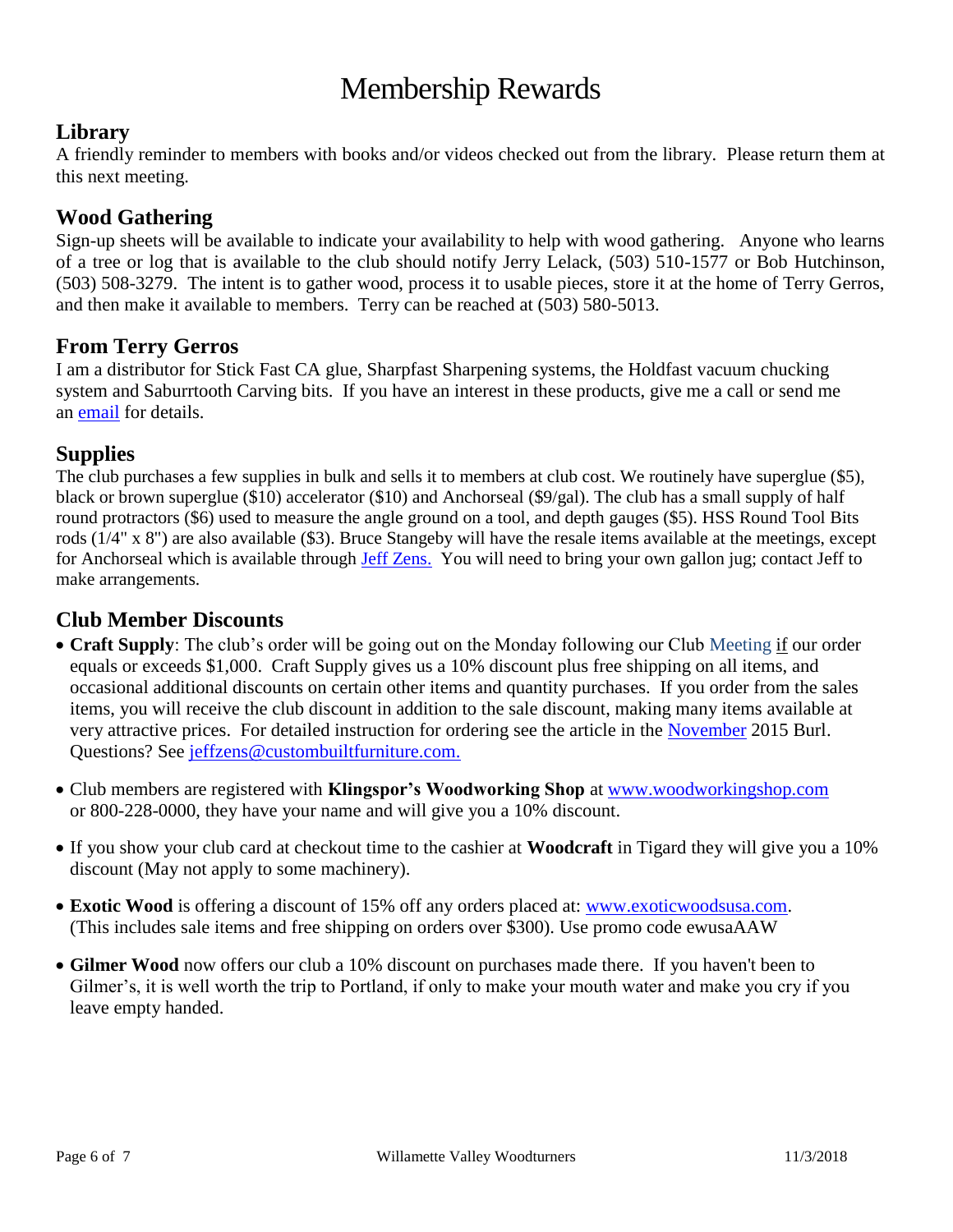# Membership Rewards

## Library

A friendly reminder to members with books and/or videos checked out from the library. Please return them at this next meeting.

## Wood Gathering

Sign-up sheets will be available to indicate your availability to help with wood gathering. Anyone who learns of a tree or log that is available to the club should notify Jerry Lelack, (503) 510-1577 or Bob Hutchinson, (503) 508-3279. The intent is to gather wood, process it to usable pieces, store it at the home of Terry Gerros, and then make it available to members. Terry can be reached at (503) 580-5013.

## From Terry Gerros

I am a distributor for Stick Fast CA glue, Sharpfast Sharpening systems, the Holdfast vacuum chucking system and Saburrtooth Carving bits. If you have an interest in these products, give me a call or send me an email for details.

## Supplies

The club purchases a few supplies in bulk and sells it to members at club cost. We routinely have superglue ($5), black or brown superglue ($10) accelerator ($10) and Anchorseal ($9/gal). The club has a small supply of half round protractors ($6) used to measure the angle ground on a tool, and depth gauges ($5). HSS Round Tool Bits rods (1/4" x 8") are also available ($3). Bruce Stangeby will have the resale items available at the meetings, except for Anchorseal which is available through Jeff Zens. You will need to bring your own gallon jug; contact Jeff to make arrangements.

## Club Member Discounts

- **Craft Supply**: The club's order will be going out on the Monday following our Club Meeting if our order equals or exceeds $1,000. Craft Supply gives us a 10% discount plus free shipping on all items, and occasional additional discounts on certain other items and quantity purchases. If you order from the sales items, you will receive the club discount in addition to the sale discount, making many items available at very attractive prices. For detailed instruction for ordering see the article in the November 2015 Burl. Questions? See jeffzens@custombuiltfurniture.com.

- Club members are registered with **Klingspor's Woodworking Shop** at www.woodworkingshop.com or 800-228-0000, they have your name and will give you a 10% discount.

- If you show your club card at checkout time to the cashier at **Woodcraft** in Tigard they will give you a 10% discount (May not apply to some machinery).

- **Exotic Wood** is offering a discount of 15% off any orders placed at: www.exoticwoodsusa.com. (This includes sale items and free shipping on orders over $300). Use promo code ewusaAAW

- **Gilmer Wood** now offers our club a 10% discount on purchases made there. If you haven't been to Gilmer's, it is well worth the trip to Portland, if only to make your mouth water and make you cry if you leave empty handed.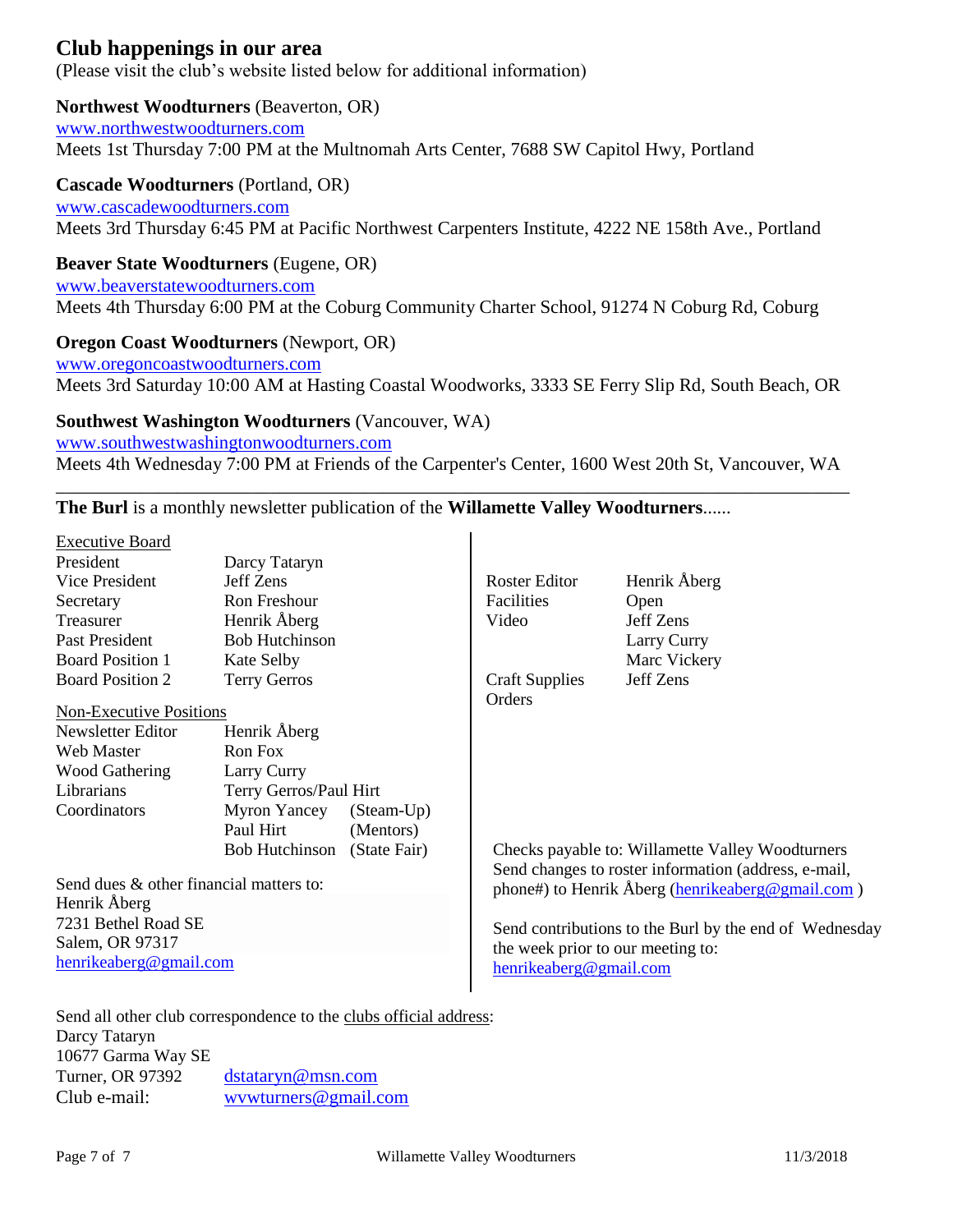## Club happenings in our area

(Please visit the club's website listed below for additional information)

**Northwest Woodturners** (Beaverton, OR)
www.northwestwoodturners.com
Meets 1st Thursday 7:00 PM at the Multnomah Arts Center, 7688 SW Capitol Hwy, Portland

**Cascade Woodturners** (Portland, OR)
www.cascadewoodturners.com
Meets 3rd Thursday 6:45 PM at Pacific Northwest Carpenters Institute, 4222 NE 158th Ave., Portland

**Beaver State Woodturners** (Eugene, OR)
www.beaverstatewoodturners.com
Meets 4th Thursday 6:00 PM at the Coburg Community Charter School, 91274 N Coburg Rd, Coburg

**Oregon Coast Woodturners** (Newport, OR)
www.oregoncoastwoodturners.com
Meets 3rd Saturday 10:00 AM at Hasting Coastal Woodworks, 3333 SE Ferry Slip Rd, South Beach, OR

**Southwest Washington Woodturners** (Vancouver, WA)
www.southwestwashingtonwoodturners.com
Meets 4th Wednesday 7:00 PM at Friends of the Carpenter's Center, 1600 West 20th St, Vancouver, WA

---

**The Burl** is a monthly newsletter publication of the **Willamette Valley Woodturners**......

Executive Board

| | |
|---|---|
| President | Darcy Tataryn |
| Vice President | Jeff Zens |
| Secretary | Ron Freshour |
| Treasurer | Henrik Åberg |
| Past President | Bob Hutchinson |
| Board Position 1 | Kate Selby |
| Board Position 2 | Terry Gerros |

Non-Executive Positions

| | | |
|---|---|---|
| Newsletter Editor | Henrik Åberg | |
| Web Master | Ron Fox | |
| Wood Gathering | Larry Curry | |
| Librarians | Terry Gerros/Paul Hirt | |
| Coordinators | Myron Yancey | (Steam-Up) |
| | Paul Hirt | (Mentors) |
| | Bob Hutchinson | (State Fair) |

| | |
|---|---|
| Roster Editor | Henrik Åberg |
| Facilities | Open |
| Video | Jeff Zens |
| | Larry Curry |
| | Marc Vickery |
| Craft Supplies Orders | Jeff Zens |

Send dues & other financial matters to:
Henrik Åberg
7231 Bethel Road SE
Salem, OR 97317
henrikeaberg@gmail.com

Checks payable to: Willamette Valley Woodturners
Send changes to roster information (address, e-mail, phone#) to Henrik Åberg (henrikeaberg@gmail.com )

Send contributions to the Burl by the end of Wednesday the week prior to our meeting to:
henrikeaberg@gmail.com

Send all other club correspondence to the clubs official address:
Darcy Tataryn
10677 Garma Way SE
Turner, OR 97392 dstataryn@msn.com
Club e-mail: wvwturners@gmail.com